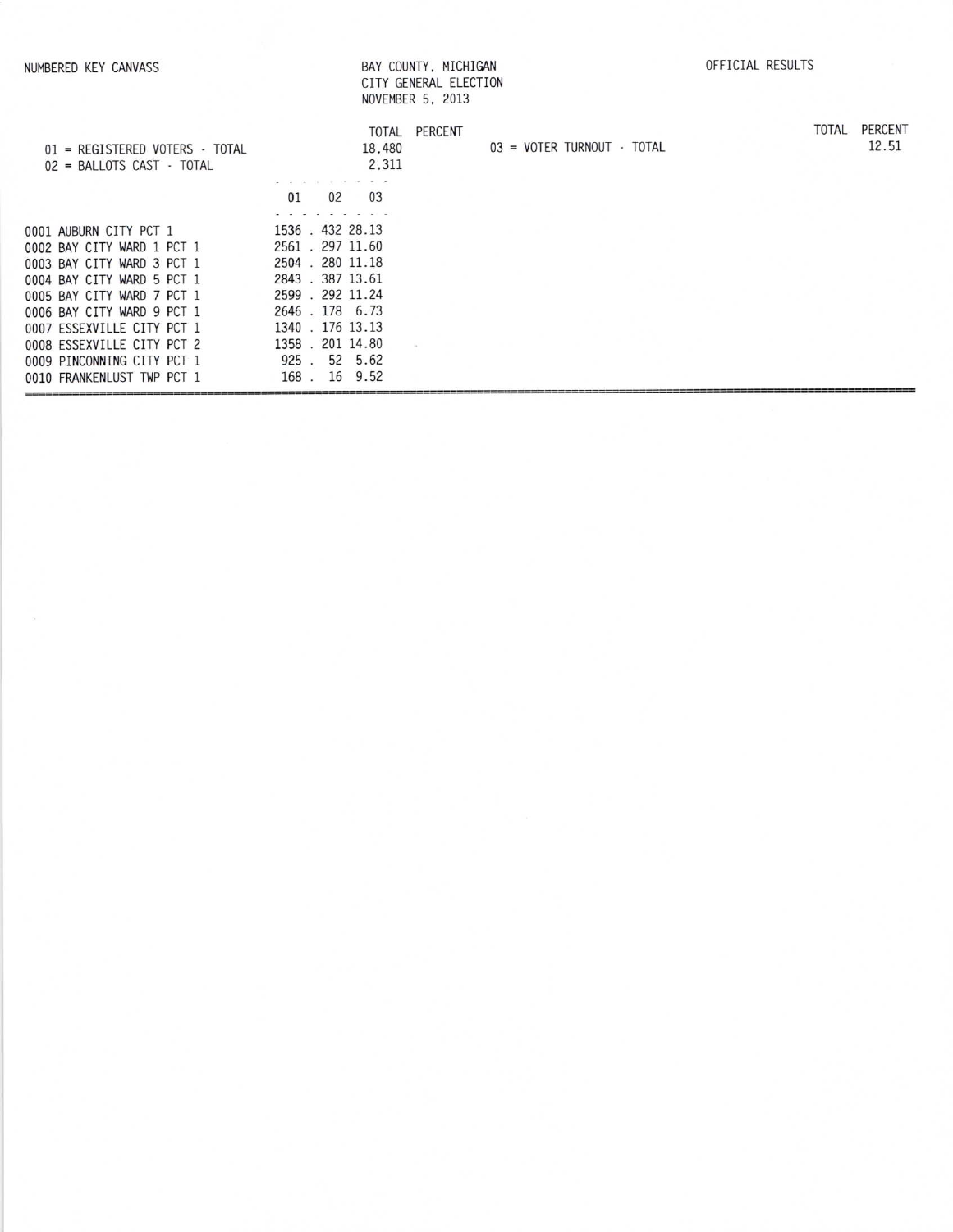NUMBERED KEY CANVASS

BAY COUNTY, MICHIGAN
CITY GENERAL ELECTION
NOVEMBER 5, 2013

OFFICIAL RESULTS

| | TOTAL | PERCENT |
|---|---|---|
| 01 = REGISTERED VOTERS - TOTAL | 18,480 | |
| 02 = BALLOTS CAST - TOTAL | 2,311 | |
| 03 = VOTER TURNOUT - TOTAL | | 12.51 |

| | 01 | 02 | 03 |
|---|---|---|---|
| 0001 AUBURN CITY PCT 1 | 1536 | 432 | 28.13 |
| 0002 BAY CITY WARD 1 PCT 1 | 2561 | 297 | 11.60 |
| 0003 BAY CITY WARD 3 PCT 1 | 2504 | 280 | 11.18 |
| 0004 BAY CITY WARD 5 PCT 1 | 2843 | 387 | 13.61 |
| 0005 BAY CITY WARD 7 PCT 1 | 2599 | 292 | 11.24 |
| 0006 BAY CITY WARD 9 PCT 1 | 2646 | 178 | 6.73 |
| 0007 ESSEXVILLE CITY PCT 1 | 1340 | 176 | 13.13 |
| 0008 ESSEXVILLE CITY PCT 2 | 1358 | 201 | 14.80 |
| 0009 PINCONNING CITY PCT 1 | 925 | 52 | 5.62 |
| 0010 FRANKENLUST TWP PCT 1 | 168 | 16 | 9.52 |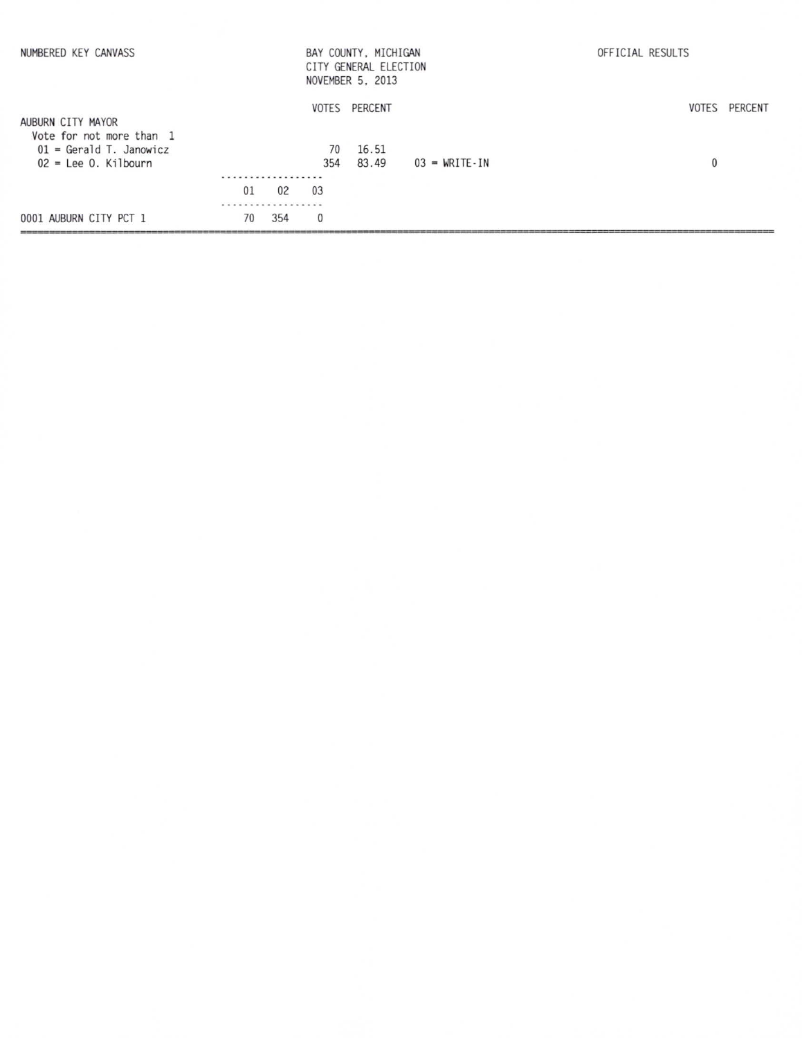NUMBERED KEY CANVASS

BAY COUNTY, MICHIGAN
CITY GENERAL ELECTION
NOVEMBER 5, 2013

OFFICIAL RESULTS

## AUBURN CITY MAYOR

Vote for not more than 1

| | VOTES | PERCENT |
|---|---|---|
| 01 = Gerald T. Janowicz | 70 | 16.51 |
| 02 = Lee O. Kilbourn | 354 | 83.49 |
| 03 = WRITE-IN | 0 | |

| | 01 | 02 | 03 |
|---|---|---|---|
| 0001 AUBURN CITY PCT 1 | 70 | 354 | 0 |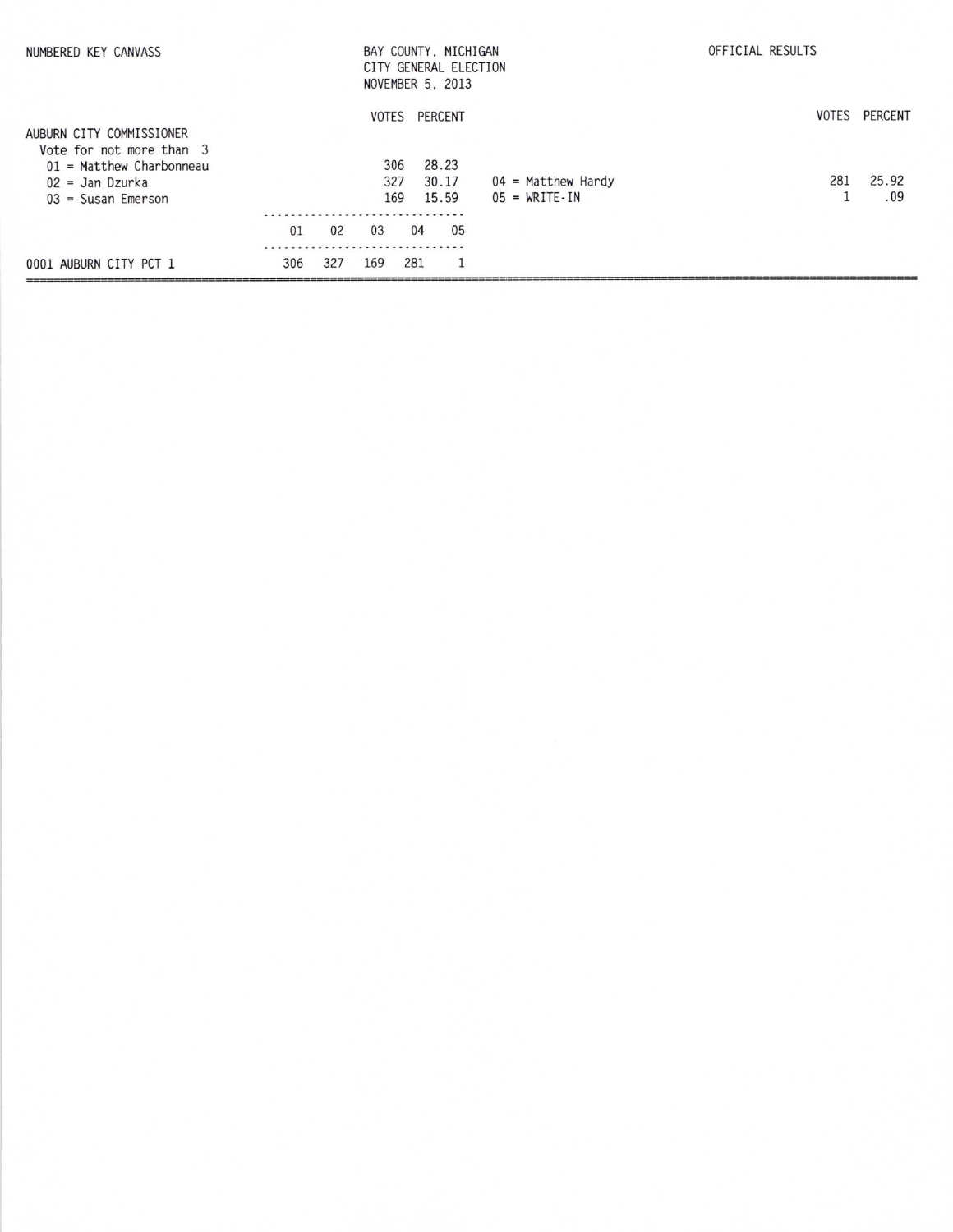NUMBERED KEY CANVASS

BAY COUNTY, MICHIGAN
CITY GENERAL ELECTION
NOVEMBER 5, 2013

OFFICIAL RESULTS

## AUBURN CITY COMMISSIONER

Vote for not more than 3

| Candidate | VOTES | PERCENT |
|---|---|---|
| 01 = Matthew Charbonneau | 306 | 28.23 |
| 02 = Jan Dzurka | 327 | 30.17 |
| 03 = Susan Emerson | 169 | 15.59 |
| 04 = Matthew Hardy | 281 | 25.92 |
| 05 = WRITE-IN | 1 | .09 |

| | 01 | 02 | 03 | 04 | 05 |
|---|---|---|---|---|---|
| 0001 AUBURN CITY PCT 1 | 306 | 327 | 169 | 281 | 1 |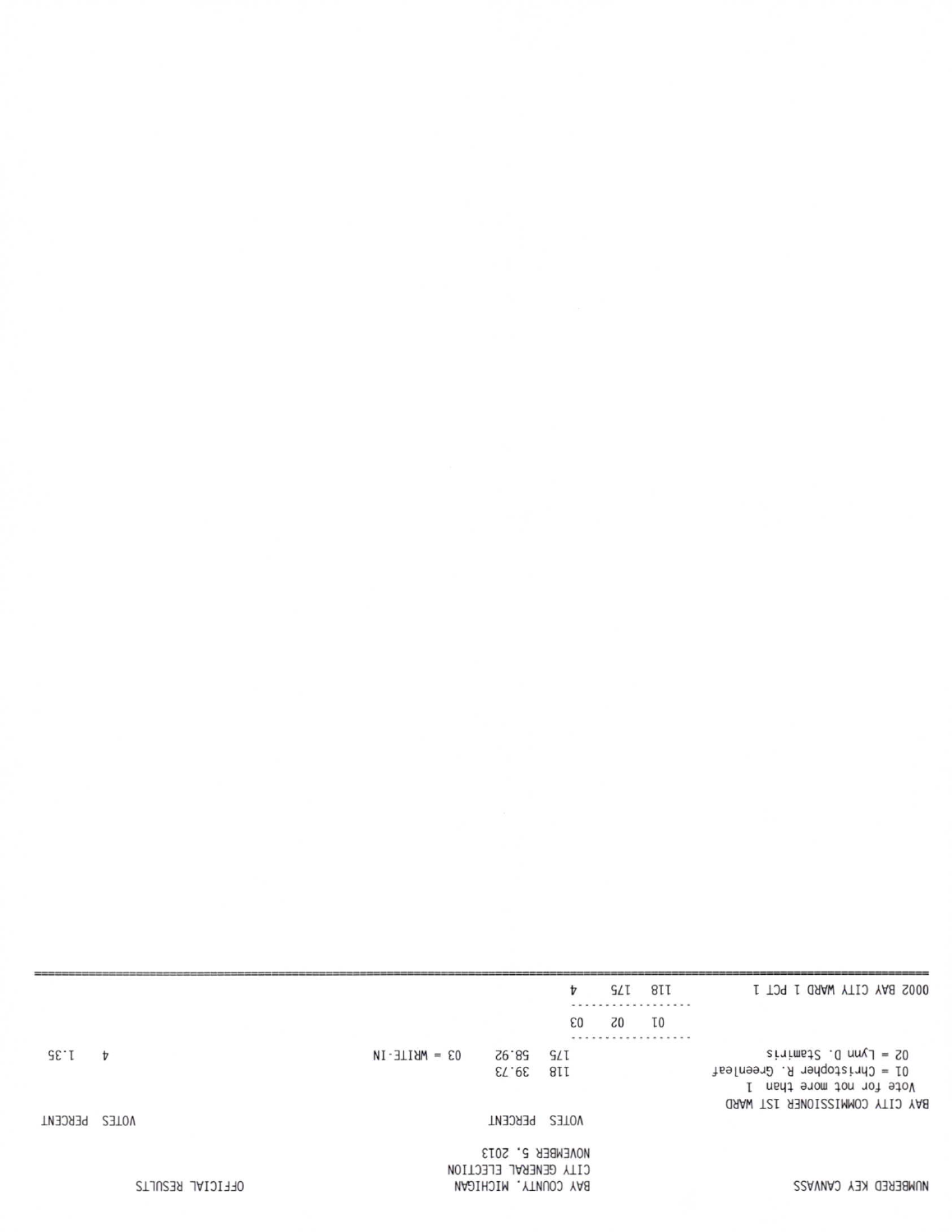NUMBERED KEY CANVASS

BAY COUNTY, MICHIGAN
CITY GENERAL ELECTION
NOVEMBER 5, 2013

OFFICIAL RESULTS

| | VOTES | PERCENT | | VOTES | PERCENT |
|---|---|---|---|---|---|
| BAY CITY COMMISSIONER 1ST WARD | | | | | |
| Vote for not more than 1 | | | | | |
| 01 = Christopher R. Greenleaf | 118 | 39.73 | | | |
| 02 = Lynn D. Stamiris | 175 | 58.92 | 03 = WRITE-IN | 4 | 1.35 |

| | 01 | 02 | 03 |
|---|---|---|---|
| 0002 BAY CITY WARD 1 PCT 1 | 118 | 175 | 4 |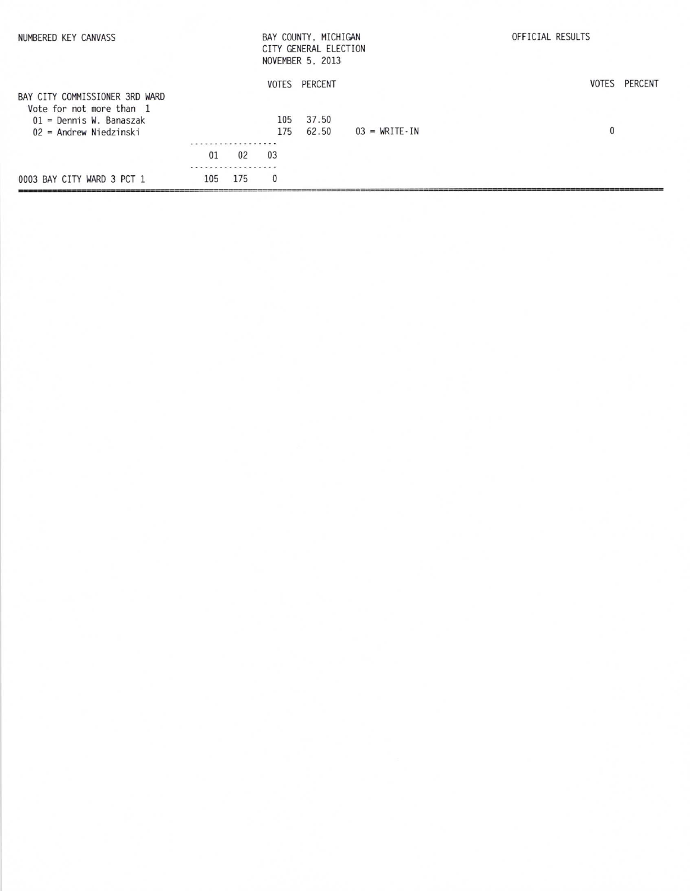NUMBERED KEY CANVASS

BAY COUNTY, MICHIGAN
CITY GENERAL ELECTION
NOVEMBER 5, 2013

OFFICIAL RESULTS

## BAY CITY COMMISSIONER 3RD WARD

Vote for not more than 1

| Candidate | VOTES | PERCENT |
|---|---|---|
| 01 = Dennis W. Banaszak | 105 | 37.50 |
| 02 = Andrew Niedzinski | 175 | 62.50 |
| 03 = WRITE-IN | 0 | |

| Precinct | 01 | 02 | 03 |
|---|---|---|---|
| 0003 BAY CITY WARD 3 PCT 1 | 105 | 175 | 0 |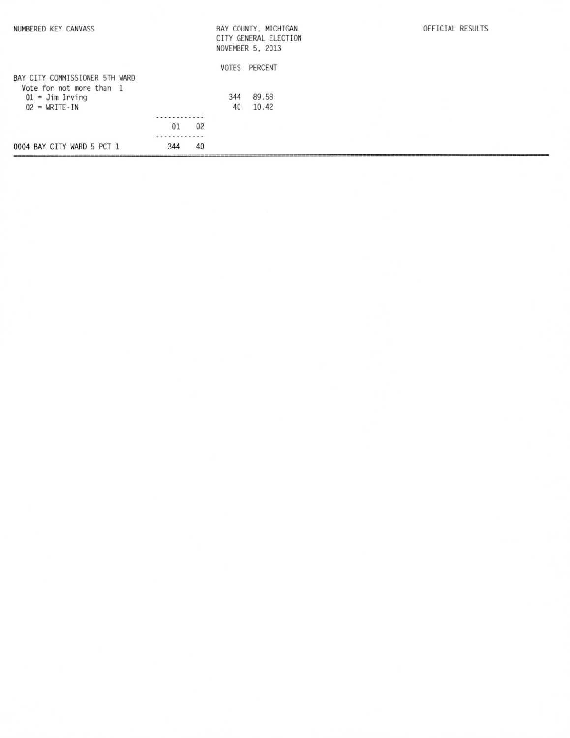NUMBERED KEY CANVASS

BAY COUNTY, MICHIGAN
CITY GENERAL ELECTION
NOVEMBER 5, 2013

OFFICIAL RESULTS

BAY CITY COMMISSIONER 5TH WARD
Vote for not more than 1

| | VOTES | PERCENT |
|---|---|---|
| 01 = Jim Irving | 344 | 89.58 |
| 02 = WRITE-IN | 40 | 10.42 |

| | 01 | 02 |
|---|---|---|
| 0004 BAY CITY WARD 5 PCT 1 | 344 | 40 |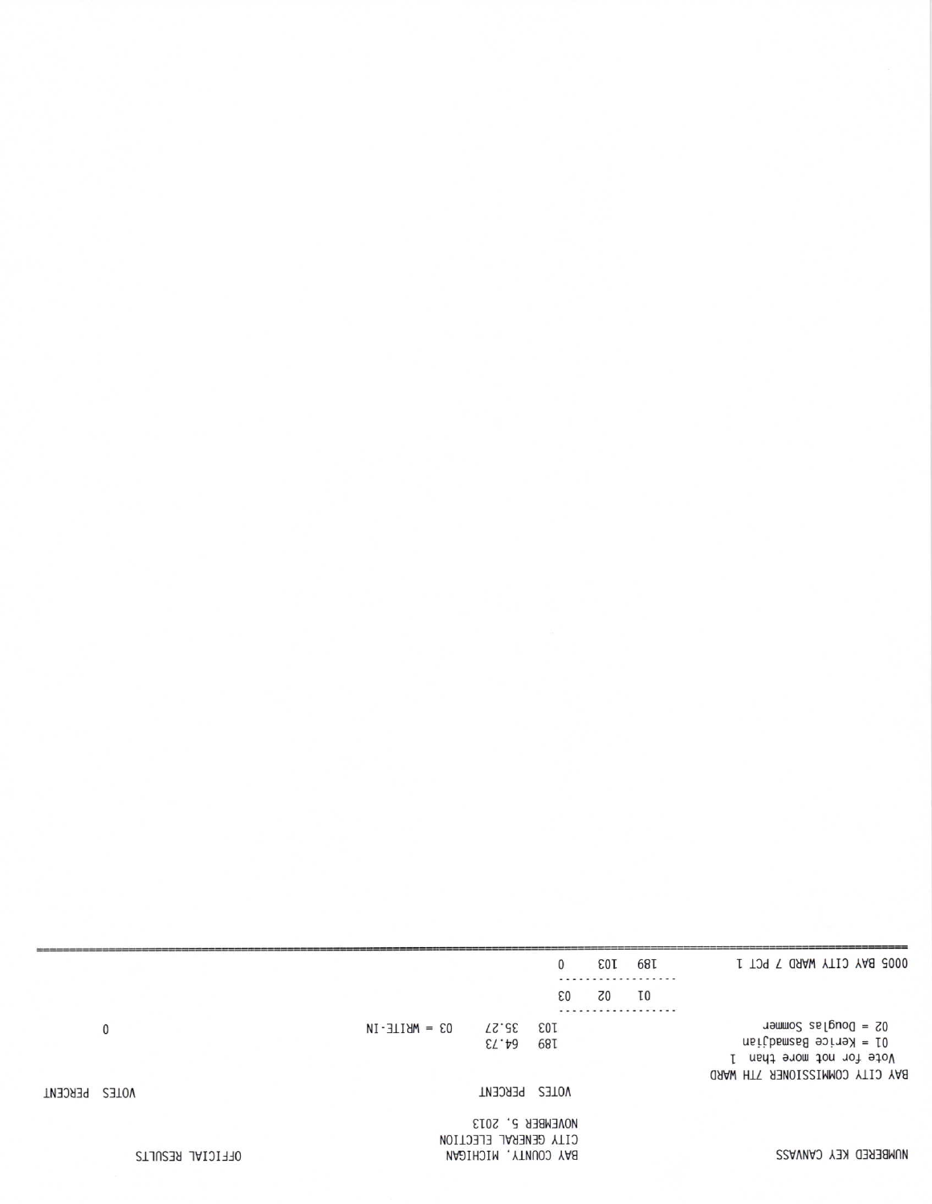NUMBERED KEY CANVASS

BAY COUNTY, MICHIGAN
CITY GENERAL ELECTION
NOVEMBER 5, 2013

OFFICIAL RESULTS

| | VOTES | PERCENT | | VOTES | PERCENT |
|---|---|---|---|---|---|
| **BAY CITY COMMISSIONER 7TH WARD** | | | | | |
| Vote for not more than 1 | | | | | |
| 01 = Kerice Basmadjian | 189 | 64.73 | | | |
| 02 = Douglas Sommer | 103 | 35.27 | 03 = WRITE-IN | 0 | |

| | 01 | 02 | 03 |
|---|---|---|---|
| 0005 BAY CITY WARD 7 PCT 1 | 189 | 103 | 0 |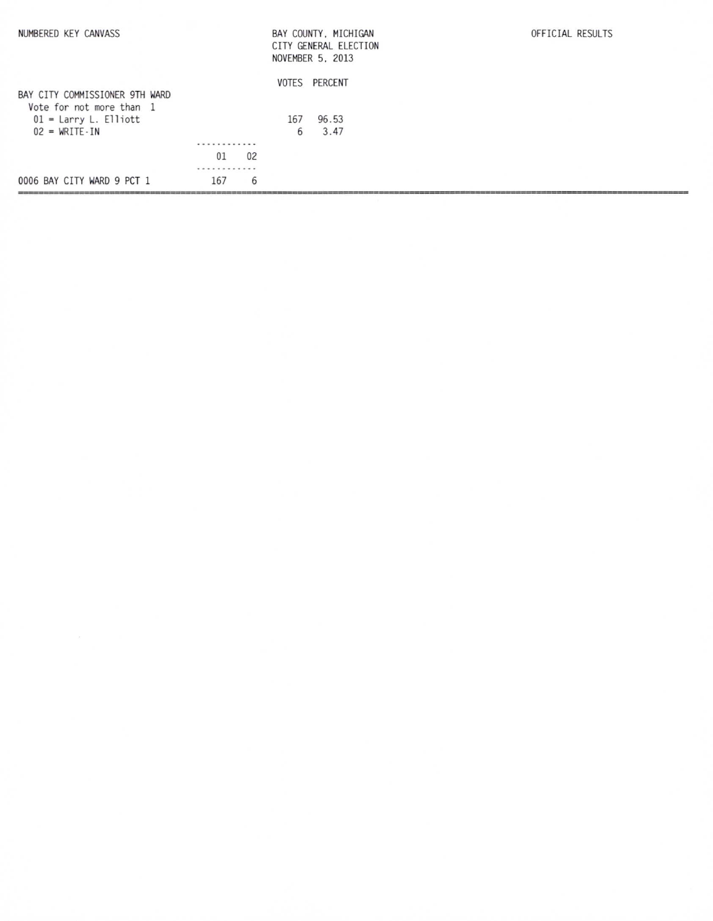NUMBERED KEY CANVASS

BAY COUNTY, MICHIGAN
CITY GENERAL ELECTION
NOVEMBER 5, 2013

OFFICIAL RESULTS

## BAY CITY COMMISSIONER 9TH WARD

Vote for not more than 1

| | VOTES | PERCENT |
|---|---|---|
| 01 = Larry L. Elliott | 167 | 96.53 |
| 02 = WRITE-IN | 6 | 3.47 |

| | 01 | 02 |
|---|---|---|
| 0006 BAY CITY WARD 9 PCT 1 | 167 | 6 |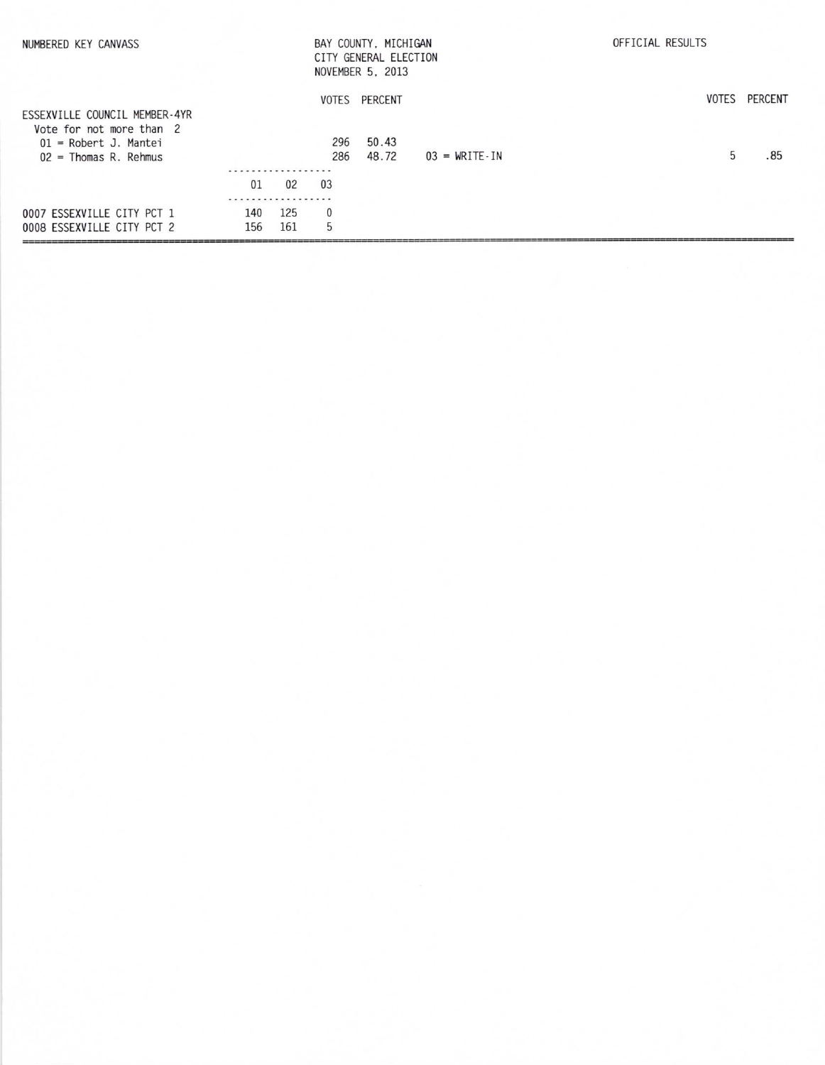NUMBERED KEY CANVASS

BAY COUNTY, MICHIGAN
CITY GENERAL ELECTION
NOVEMBER 5, 2013

OFFICIAL RESULTS

## ESSEXVILLE COUNCIL MEMBER-4YR

Vote for not more than 2

| | VOTES | PERCENT | | VOTES | PERCENT |
|---|---|---|---|---|---|
| 01 = Robert J. Mantei | 296 | 50.43 | | | |
| 02 = Thomas R. Rehmus | 286 | 48.72 | 03 = WRITE-IN | 5 | .85 |

| | 01 | 02 | 03 |
|---|---|---|---|
| 0007 ESSEXVILLE CITY PCT 1 | 140 | 125 | 0 |
| 0008 ESSEXVILLE CITY PCT 2 | 156 | 161 | 5 |